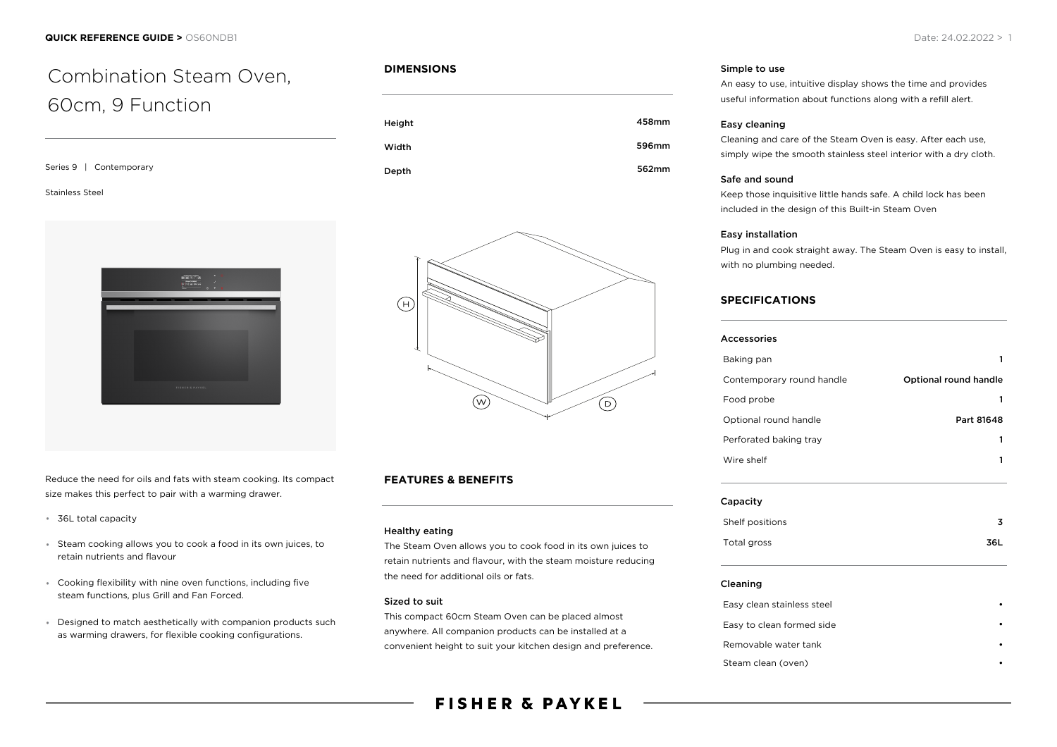# Combination Steam Oven, 60cm, 9 Function

Series 9 | Contemporary

Stainless Steel

Reduce the need for oils and fats with steam cooking. Its compact size makes this perfect to pair with a warming drawer.

- 36L total capacity
- Steam cooking allows you to cook a food in its own juices, to retain nutrients and flavour
- Cooking flexibility with nine oven functions, including five steam functions, plus Grill and Fan Forced.
- Designed to match aesthetically with companion products such as warming drawers, for flexible cooking configurations.

## DIMENSIONS

| | |
|---|---|
| Height | 458mm |
| Width | 596mm |
| Depth | 562mm |

## FEATURES & BENEFITS

### Healthy eating

The Steam Oven allows you to cook food in its own juices to retain nutrients and flavour, with the steam moisture reducing the need for additional oils or fats.

### Sized to suit

This compact 60cm Steam Oven can be placed almost anywhere. All companion products can be installed at a convenient height to suit your kitchen design and preference.

### Simple to use

An easy to use, intuitive display shows the time and provides useful information about functions along with a refill alert.

### Easy cleaning

Cleaning and care of the Steam Oven is easy. After each use, simply wipe the smooth stainless steel interior with a dry cloth.

### Safe and sound

Keep those inquisitive little hands safe. A child lock has been included in the design of this Built-in Steam Oven

### Easy installation

Plug in and cook straight away. The Steam Oven is easy to install, with no plumbing needed.

## SPECIFICATIONS

### Accessories

| | |
|---|---|
| Baking pan | 1 |
| Contemporary round handle | Optional round handle |
| Food probe | 1 |
| Optional round handle | Part 81648 |
| Perforated baking tray | 1 |
| Wire shelf | 1 |

### Capacity

| | |
|---|---|
| Shelf positions | 3 |
| Total gross | 36L |

### Cleaning

| | |
|---|---|
| Easy clean stainless steel | • |
| Easy to clean formed side | • |
| Removable water tank | • |
| Steam clean (oven) | • |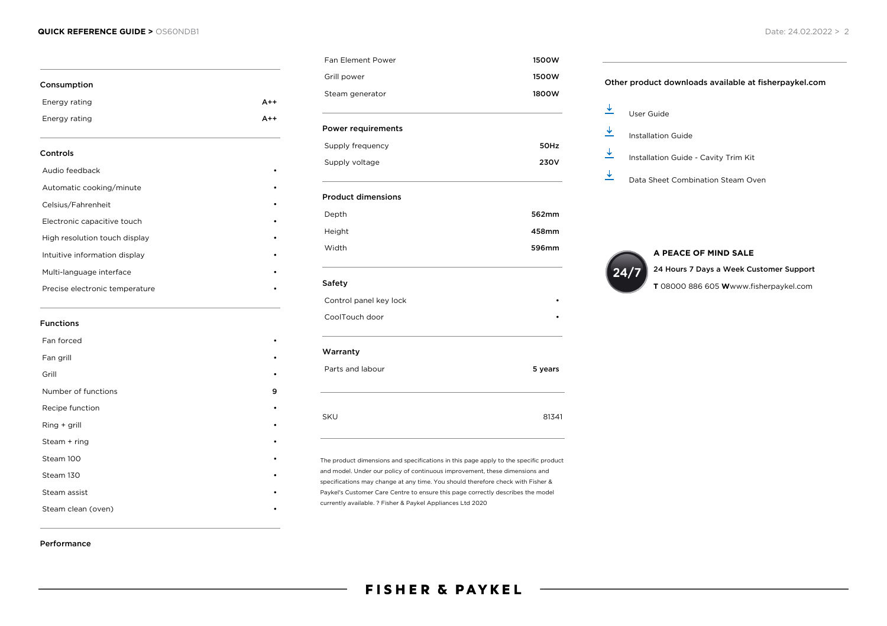## Consumption

| | |
|---|---|
| Energy rating | A++ |
| Energy rating | A++ |

## Controls

| | |
|---|---|
| Audio feedback | • |
| Automatic cooking/minute | • |
| Celsius/Fahrenheit | • |
| Electronic capacitive touch | • |
| High resolution touch display | • |
| Intuitive information display | • |
| Multi-language interface | • |
| Precise electronic temperature | • |

## Functions

| | |
|---|---|
| Fan forced | • |
| Fan grill | • |
| Grill | • |
| Number of functions | 9 |
| Recipe function | • |
| Ring + grill | • |
| Steam + ring | • |
| Steam 100 | • |
| Steam 130 | • |
| Steam assist | • |
| Steam clean (oven) | • |

## Performance

| | |
|---|---|
| Fan Element Power | 1500W |
| Grill power | 1500W |
| Steam generator | 1800W |

## Power requirements

| | |
|---|---|
| Supply frequency | 50Hz |
| Supply voltage | 230V |

## Product dimensions

| | |
|---|---|
| Depth | 562mm |
| Height | 458mm |
| Width | 596mm |

## Safety

| | |
|---|---|
| Control panel key lock | • |
| CoolTouch door | • |

## Warranty

| | |
|---|---|
| Parts and labour | 5 years |

| | |
|---|---|
| SKU | 81341 |

The product dimensions and specifications in this page apply to the specific product and model. Under our policy of continuous improvement, these dimensions and specifications may change at any time. You should therefore check with Fisher & Paykel's Customer Care Centre to ensure this page correctly describes the model currently available. ? Fisher & Paykel Appliances Ltd 2020

**Other product downloads available at fisherpaykel.com**

- User Guide
- Installation Guide
- Installation Guide - Cavity Trim Kit
- Data Sheet Combination Steam Oven

24/7

**A PEACE OF MIND SALE**

**24 Hours 7 Days a Week Customer Support**

**T** 08000 886 605 **W**www.fisherpaykel.com

FISHER & PAYKEL